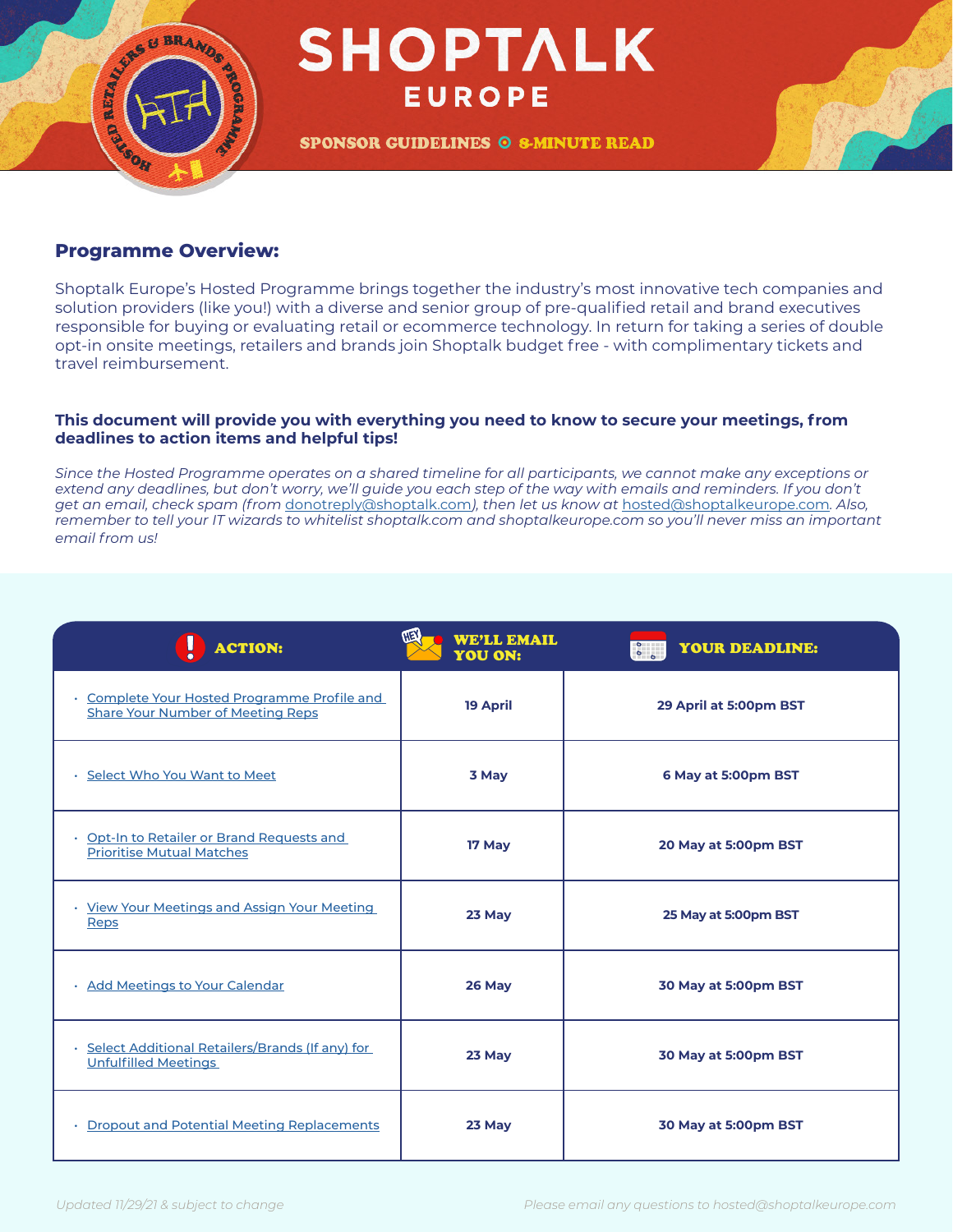# SHOPTALK EUROPE

**SPONSOR GUIDELINES ⊙ 8-MINUTE READ**

## Programme Overview:

Shoptalk Europe's Hosted Programme brings together the industry's most innovative tech companies and solution providers (like you!) with a diverse and senior group of pre-qualified retail and brand executives responsible for buying or evaluating retail or ecommerce technology. In return for taking a series of double opt-in onsite meetings, retailers and brands join Shoptalk budget free - with complimentary tickets and travel reimbursement.

**This document will provide you with everything you need to know to secure your meetings, from deadlines to action items and helpful tips!**

*Since the Hosted Programme operates on a shared timeline for all participants, we cannot make any exceptions or extend any deadlines, but don't worry, we'll guide you each step of the way with emails and reminders. If you don't get an email, check spam (from donotreply@shoptalk.com), then let us know at hosted@shoptalkeurope.com. Also, remember to tell your IT wizards to whitelist shoptalk.com and shoptalkeurope.com so you'll never miss an important email from us!*

| ACTION: | WE'LL EMAIL YOU ON: | YOUR DEADLINE: |
|---|---|---|
| Complete Your Hosted Programme Profile and Share Your Number of Meeting Reps | 19 April | 29 April at 5:00pm BST |
| Select Who You Want to Meet | 3 May | 6 May at 5:00pm BST |
| Opt-In to Retailer or Brand Requests and Prioritise Mutual Matches | 17 May | 20 May at 5:00pm BST |
| View Your Meetings and Assign Your Meeting Reps | 23 May | 25 May at 5:00pm BST |
| Add Meetings to Your Calendar | 26 May | 30 May at 5:00pm BST |
| Select Additional Retailers/Brands (If any) for Unfulfilled Meetings | 23 May | 30 May at 5:00pm BST |
| Dropout and Potential Meeting Replacements | 23 May | 30 May at 5:00pm BST |

*Updated 11/29/21 & subject to change*

*Please email any questions to hosted@shoptalkeurope.com*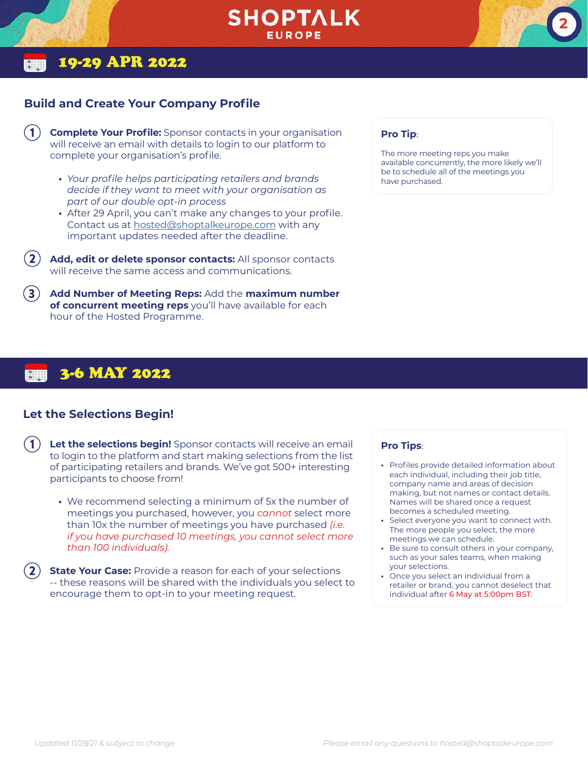# SHOPTALK EUROPE

## 19-29 APR 2022

### Build and Create Your Company Profile

1. **Complete Your Profile:** Sponsor contacts in your organisation will receive an email with details to login to our platform to complete your organisation's profile.
   - *Your profile helps participating retailers and brands decide if they want to meet with your organisation as part of our double opt-in process*
   - After 29 April, you can't make any changes to your profile. Contact us at hosted@shoptalkeurope.com with any important updates needed after the deadline.
2. **Add, edit or delete sponsor contacts:** All sponsor contacts will receive the same access and communications.
3. **Add Number of Meeting Reps:** Add the **maximum number of concurrent meeting reps** you'll have available for each hour of the Hosted Programme.

**Pro Tip**:

The more meeting reps you make available concurrently, the more likely we'll be to schedule all of the meetings you have purchased.

## 3-6 MAY 2022

### Let the Selections Begin!

1. **Let the selections begin!** Sponsor contacts will receive an email to login to the platform and start making selections from the list of participating retailers and brands. We've got 500+ interesting participants to choose from!
   - We recommend selecting a minimum of 5x the number of meetings you purchased, however, you *cannot* select more than 10x the number of meetings you have purchased *(i.e. if you have purchased 10 meetings, you cannot select more than 100 individuals).*
2. **State Your Case:** Provide a reason for each of your selections -- these reasons will be shared with the individuals you select to encourage them to opt-in to your meeting request.

**Pro Tips**:

- Profiles provide detailed information about each individual, including their job title, company name and areas of decision making, but not names or contact details. Names will be shared once a request becomes a scheduled meeting.
- Select everyone you want to connect with. The more people you select, the more meetings we can schedule.
- Be sure to consult others in your company, such as your sales teams, when making your selections.
- Once you select an individual from a retailer or brand, you cannot deselect that individual after 6 May at 5:00pm BST.

*Updated 11/29/21 & subject to change*

*Please email any questions to hosted@shoptalkeurope.com*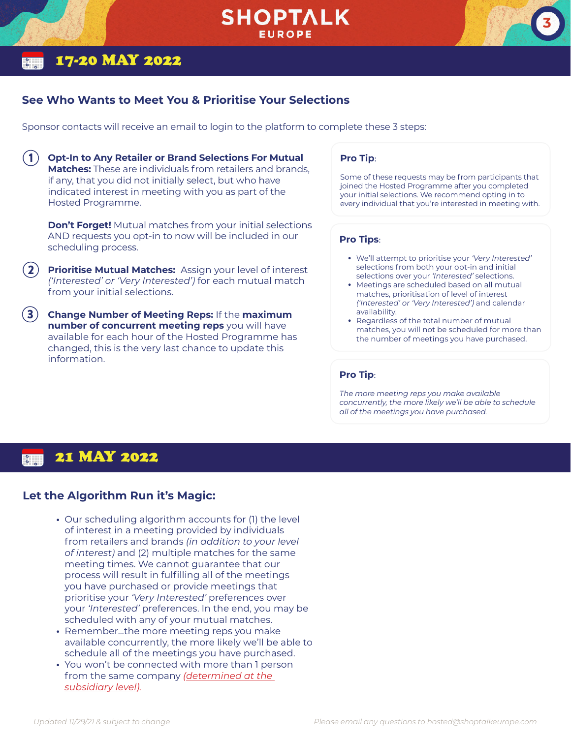## 17-20 MAY 2022

### See Who Wants to Meet You & Prioritise Your Selections

Sponsor contacts will receive an email to login to the platform to complete these 3 steps:

1. **Opt-In to Any Retailer or Brand Selections For Mutual Matches:** These are individuals from retailers and brands, if any, that you did not initially select, but who have indicated interest in meeting with you as part of the Hosted Programme.

   **Don't Forget!** Mutual matches from your initial selections AND requests you opt-in to now will be included in our scheduling process.

2. **Prioritise Mutual Matches:** Assign your level of interest *('Interested' or 'Very Interested')* for each mutual match from your initial selections.

3. **Change Number of Meeting Reps:** If the **maximum number of concurrent meeting reps** you will have available for each hour of the Hosted Programme has changed, this is the very last chance to update this information.

**Pro Tip**:

Some of these requests may be from participants that joined the Hosted Programme after you completed your initial selections. We recommend opting in to every individual that you're interested in meeting with.

**Pro Tips**:

- We'll attempt to prioritise your *'Very Interested'* selections from both your opt-in and initial selections over your *'Interested'* selections.
- Meetings are scheduled based on all mutual matches, prioritisation of level of interest *('Interested' or 'Very Interested')* and calendar availability.
- Regardless of the total number of mutual matches, you will not be scheduled for more than the number of meetings you have purchased.

**Pro Tip**:

*The more meeting reps you make available concurrently, the more likely we'll be able to schedule all of the meetings you have purchased.*

## 21 MAY 2022

### Let the Algorithm Run it's Magic:

- Our scheduling algorithm accounts for (1) the level of interest in a meeting provided by individuals from retailers and brands *(in addition to your level of interest)* and (2) multiple matches for the same meeting times. We cannot guarantee that our process will result in fulfilling all of the meetings you have purchased or provide meetings that prioritise your *'Very Interested'* preferences over your *'Interested'* preferences. In the end, you may be scheduled with any of your mutual matches.
- Remember...the more meeting reps you make available concurrently, the more likely we'll be able to schedule all of the meetings you have purchased.
- You won't be connected with more than 1 person from the same company *(determined at the subsidiary level)*.

*Updated 11/29/21 & subject to change*

*Please email any questions to hosted@shoptalkeurope.com*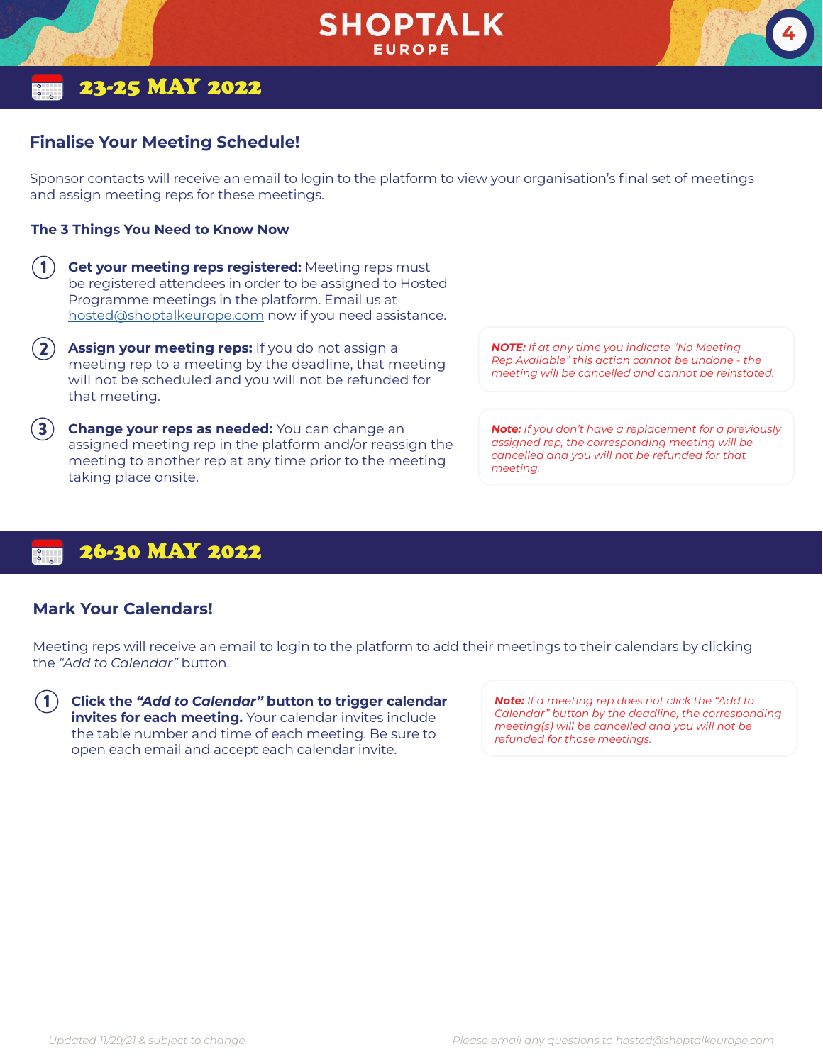## 23-25 MAY 2022

### Finalise Your Meeting Schedule!

Sponsor contacts will receive an email to login to the platform to view your organisation's final set of meetings and assign meeting reps for these meetings.

**The 3 Things You Need to Know Now**

1. **Get your meeting reps registered:** Meeting reps must be registered attendees in order to be assigned to Hosted Programme meetings in the platform. Email us at hosted@shoptalkeurope.com now if you need assistance.

2. **Assign your meeting reps:** If you do not assign a meeting rep to a meeting by the deadline, that meeting will not be scheduled and you will not be refunded for that meeting.

3. **Change your reps as needed:** You can change an assigned meeting rep in the platform and/or reassign the meeting to another rep at any time prior to the meeting taking place onsite.

***NOTE:** If at any time you indicate "No Meeting Rep Available" this action cannot be undone - the meeting will be cancelled and cannot be reinstated.*

***Note:** If you don't have a replacement for a previously assigned rep, the corresponding meeting will be cancelled and you will not be refunded for that meeting.*

## 26-30 MAY 2022

### Mark Your Calendars!

Meeting reps will receive an email to login to the platform to add their meetings to their calendars by clicking the *"Add to Calendar"* button.

1. **Click the *"Add to Calendar"* button to trigger calendar invites for each meeting.** Your calendar invites include the table number and time of each meeting. Be sure to open each email and accept each calendar invite.

***Note:** If a meeting rep does not click the "Add to Calendar" button by the deadline, the corresponding meeting(s) will be cancelled and you will not be refunded for those meetings.*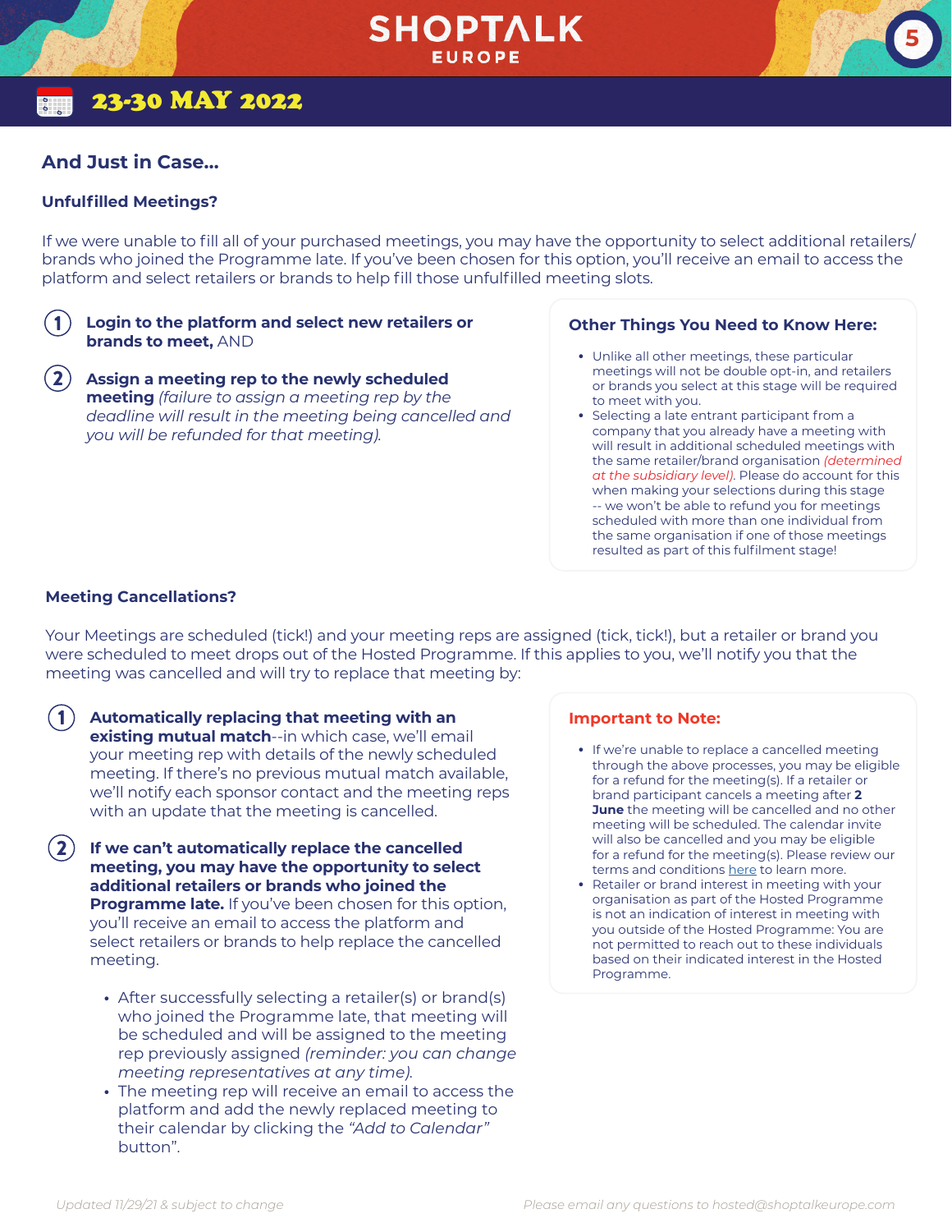23-30 MAY 2022

## And Just in Case...

### Unfulfilled Meetings?

If we were unable to fill all of your purchased meetings, you may have the opportunity to select additional retailers/ brands who joined the Programme late. If you've been chosen for this option, you'll receive an email to access the platform and select retailers or brands to help fill those unfulfilled meeting slots.

1. **Login to the platform and select new retailers or brands to meet,** AND
2. **Assign a meeting rep to the newly scheduled meeting** *(failure to assign a meeting rep by the deadline will result in the meeting being cancelled and you will be refunded for that meeting).*

#### Other Things You Need to Know Here:

- Unlike all other meetings, these particular meetings will not be double opt-in, and retailers or brands you select at this stage will be required to meet with you.
- Selecting a late entrant participant from a company that you already have a meeting with will result in additional scheduled meetings with the same retailer/brand organisation *(determined at the subsidiary level)*. Please do account for this when making your selections during this stage -- we won't be able to refund you for meetings scheduled with more than one individual from the same organisation if one of those meetings resulted as part of this fulfilment stage!

### Meeting Cancellations?

Your Meetings are scheduled (tick!) and your meeting reps are assigned (tick, tick!), but a retailer or brand you were scheduled to meet drops out of the Hosted Programme. If this applies to you, we'll notify you that the meeting was cancelled and will try to replace that meeting by:

1. **Automatically replacing that meeting with an existing mutual match**--in which case, we'll email your meeting rep with details of the newly scheduled meeting. If there's no previous mutual match available, we'll notify each sponsor contact and the meeting reps with an update that the meeting is cancelled.
2. **If we can't automatically replace the cancelled meeting, you may have the opportunity to select additional retailers or brands who joined the Programme late.** If you've been chosen for this option, you'll receive an email to access the platform and select retailers or brands to help replace the cancelled meeting.
   - After successfully selecting a retailer(s) or brand(s) who joined the Programme late, that meeting will be scheduled and will be assigned to the meeting rep previously assigned *(reminder: you can change meeting representatives at any time).*
   - The meeting rep will receive an email to access the platform and add the newly replaced meeting to their calendar by clicking the *"Add to Calendar"* button".

#### Important to Note:

- If we're unable to replace a cancelled meeting through the above processes, you may be eligible for a refund for the meeting(s). If a retailer or brand participant cancels a meeting after **2 June** the meeting will be cancelled and no other meeting will be scheduled. The calendar invite will also be cancelled and you may be eligible for a refund for the meeting(s). Please review our terms and conditions here to learn more.
- Retailer or brand interest in meeting with your organisation as part of the Hosted Programme is not an indication of interest in meeting with you outside of the Hosted Programme: You are not permitted to reach out to these individuals based on their indicated interest in the Hosted Programme.

*Updated 11/29/21 & subject to change*

*Please email any questions to hosted@shoptalkeurope.com*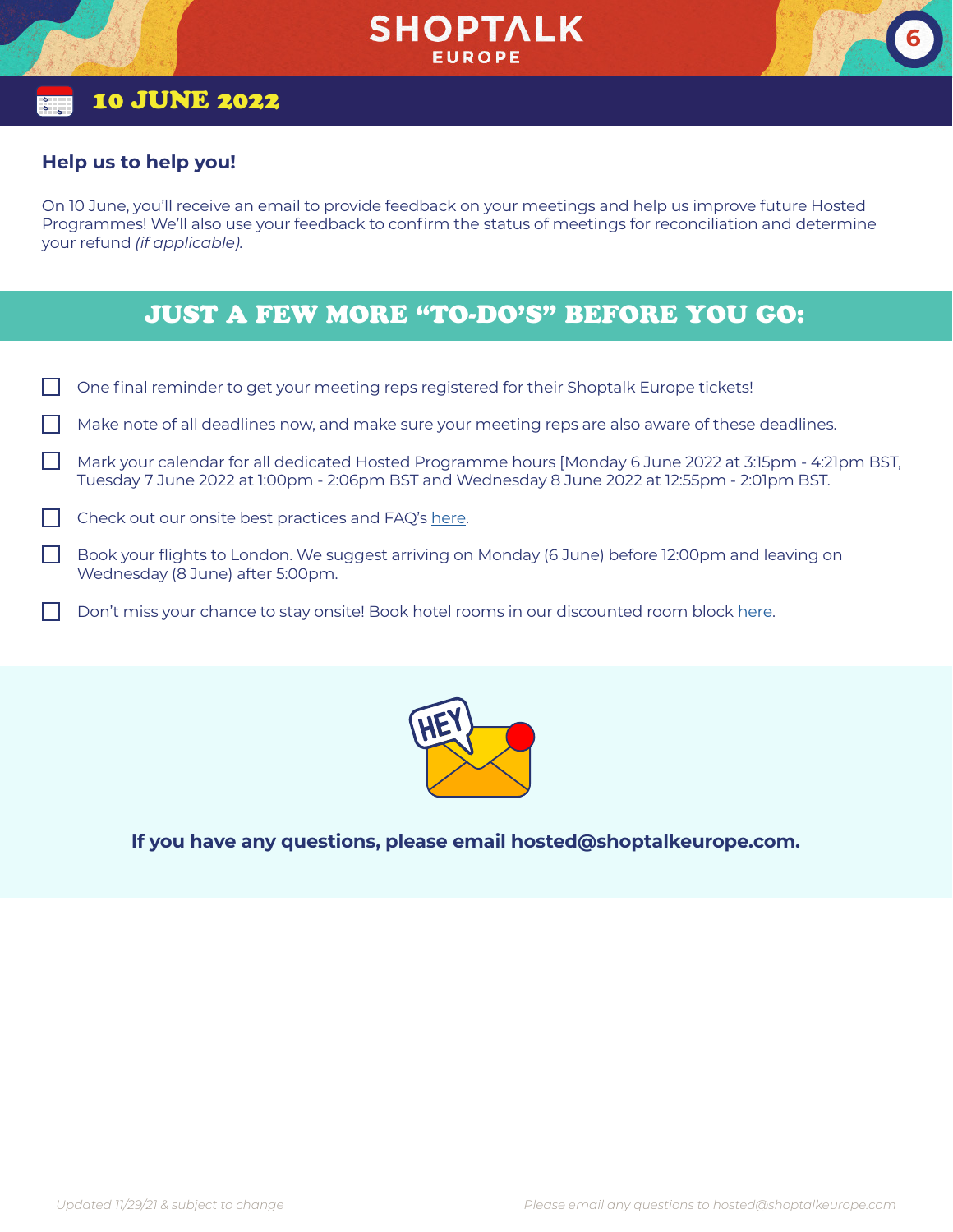# SHOPTALK EUROPE

## 10 JUNE 2022

### Help us to help you!

On 10 June, you'll receive an email to provide feedback on your meetings and help us improve future Hosted Programmes! We'll also use your feedback to confirm the status of meetings for reconciliation and determine your refund *(if applicable)*.

## JUST A FEW MORE "TO-DO'S" BEFORE YOU GO:

- [ ] One final reminder to get your meeting reps registered for their Shoptalk Europe tickets!
- [ ] Make note of all deadlines now, and make sure your meeting reps are also aware of these deadlines.
- [ ] Mark your calendar for all dedicated Hosted Programme hours [Monday 6 June 2022 at 3:15pm - 4:21pm BST, Tuesday 7 June 2022 at 1:00pm - 2:06pm BST and Wednesday 8 June 2022 at 12:55pm - 2:01pm BST.
- [ ] Check out our onsite best practices and FAQ's here.
- [ ] Book your flights to London. We suggest arriving on Monday (6 June) before 12:00pm and leaving on Wednesday (8 June) after 5:00pm.
- [ ] Don't miss your chance to stay onsite! Book hotel rooms in our discounted room block here.

**If you have any questions, please email hosted@shoptalkeurope.com.**

*Updated 11/29/21 & subject to change*

*Please email any questions to hosted@shoptalkeurope.com*